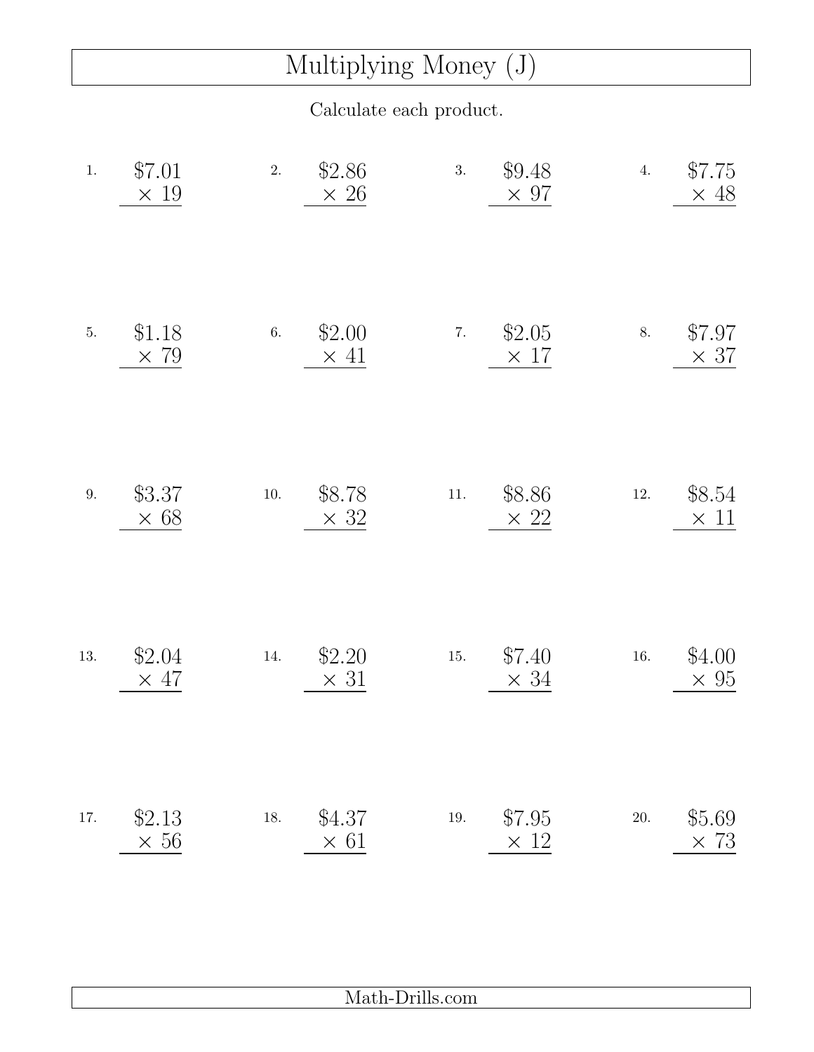# Multiplying Money (J)

Calculate each product.

1. $7.01 × 19

2. $2.86 × 26

3. $9.48 × 97

4. $7.75 × 48

5. $1.18 × 79

6. $2.00 × 41

7. $2.05 × 17

8. $7.97 × 37

9. $3.37 × 68

10. $8.78 × 32

11. $8.86 × 22

12. $8.54 × 11

13. $2.04 × 47

14. $2.20 × 31

15. $7.40 × 34

16. $4.00 × 95

17. $2.13 × 56

18. $4.37 × 61

19. $7.95 × 12

20. $5.69 × 73

Math-Drills.com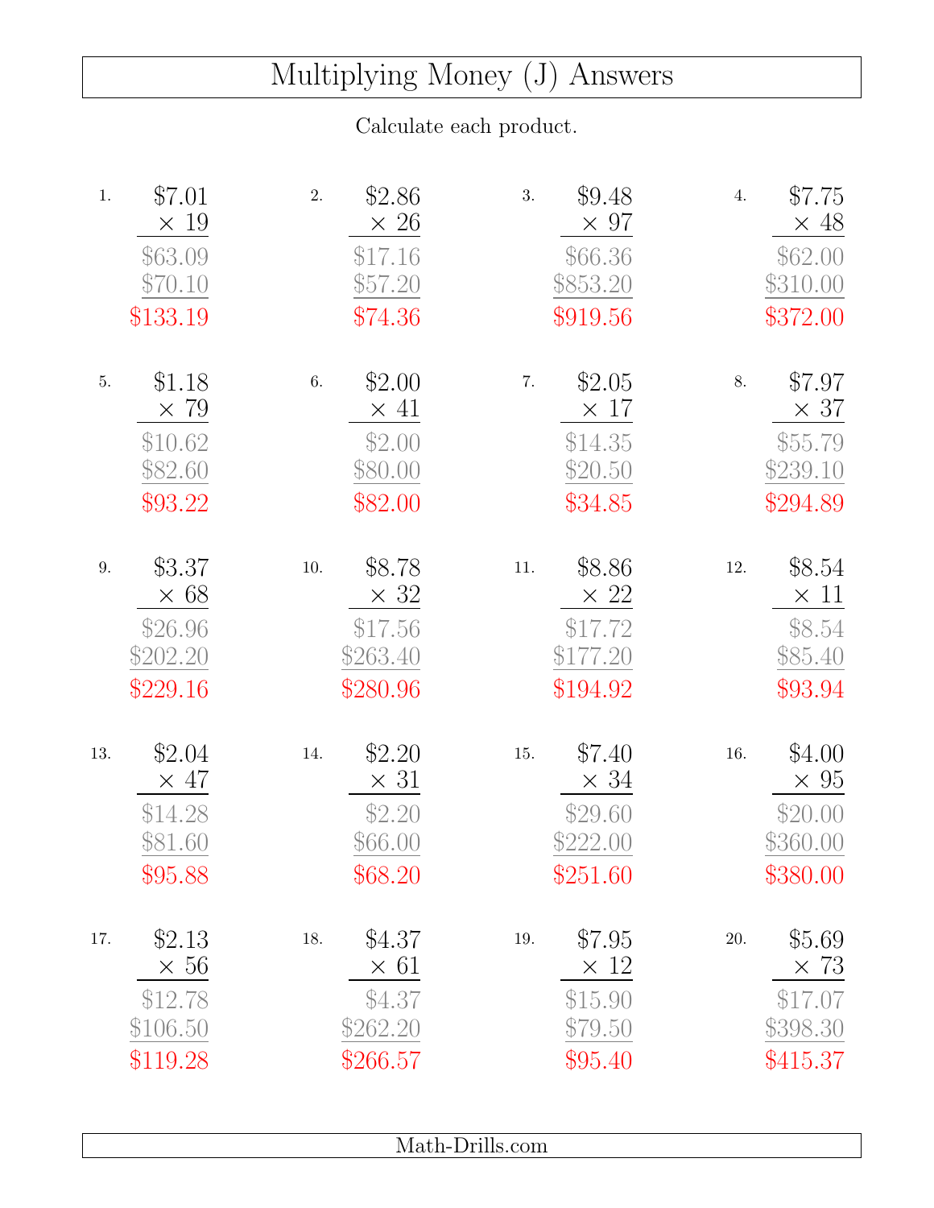# Multiplying Money (J) Answers

Calculate each product.

1.
```
   $7.01
  ×  19
 -------
  $63.09
  $70.10
 -------
 $133.19
```

2.
```
   $2.86
  ×  26
 -------
  $17.16
  $57.20
 -------
  $74.36
```

3.
```
   $9.48
  ×  97
 -------
  $66.36
 $853.20
 -------
 $919.56
```

4.
```
   $7.75
  ×  48
 -------
  $62.00
 $310.00
 -------
 $372.00
```

5.
```
   $1.18
  ×  79
 -------
  $10.62
  $82.60
 -------
  $93.22
```

6.
```
   $2.00
  ×  41
 -------
   $2.00
  $80.00
 -------
  $82.00
```

7.
```
   $2.05
  ×  17
 -------
  $14.35
  $20.50
 -------
  $34.85
```

8.
```
   $7.97
  ×  37
 -------
  $55.79
 $239.10
 -------
 $294.89
```

9.
```
   $3.37
  ×  68
 -------
  $26.96
 $202.20
 -------
 $229.16
```

10.
```
   $8.78
  ×  32
 -------
  $17.56
 $263.40
 -------
 $280.96
```

11.
```
   $8.86
  ×  22
 -------
  $17.72
 $177.20
 -------
 $194.92
```

12.
```
   $8.54
  ×  11
 -------
   $8.54
  $85.40
 -------
  $93.94
```

13.
```
   $2.04
  ×  47
 -------
  $14.28
  $81.60
 -------
  $95.88
```

14.
```
   $2.20
  ×  31
 -------
   $2.20
  $66.00
 -------
  $68.20
```

15.
```
   $7.40
  ×  34
 -------
  $29.60
 $222.00
 -------
 $251.60
```

16.
```
   $4.00
  ×  95
 -------
  $20.00
 $360.00
 -------
 $380.00
```

17.
```
   $2.13
  ×  56
 -------
  $12.78
 $106.50
 -------
 $119.28
```

18.
```
   $4.37
  ×  61
 -------
   $4.37
 $262.20
 -------
 $266.57
```

19.
```
   $7.95
  ×  12
 -------
  $15.90
  $79.50
 -------
  $95.40
```

20.
```
   $5.69
  ×  73
 -------
  $17.07
 $398.30
 -------
 $415.37
```

Math-Drills.com